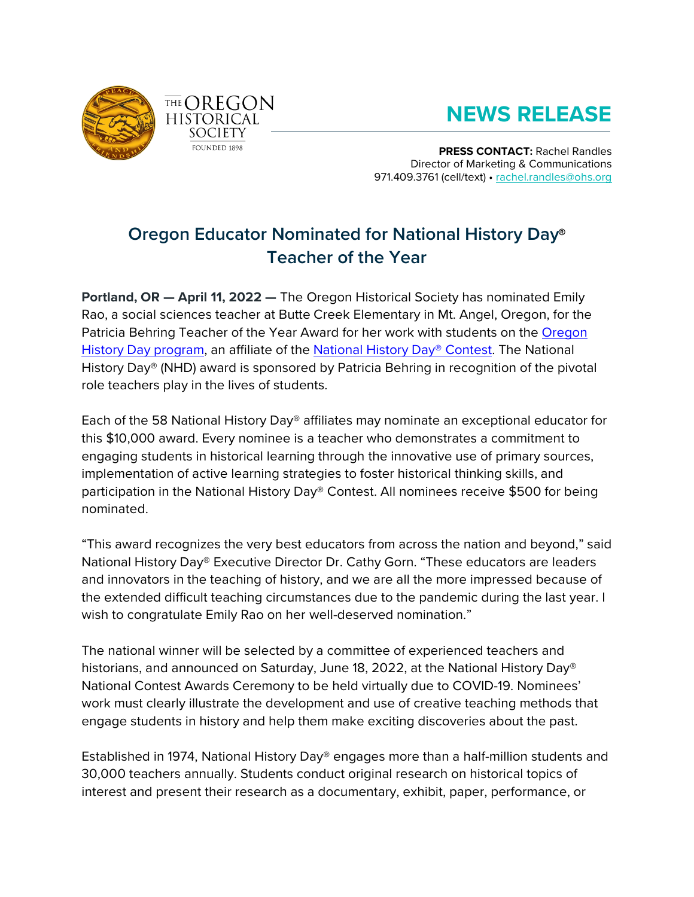THE OREGON HISTORICAL SOCIETY
FOUNDED 1898

# NEWS RELEASE

**PRESS CONTACT:** Rachel Randles
Director of Marketing & Communications
971.409.3761 (cell/text) • rachel.randles@ohs.org

## Oregon Educator Nominated for National History Day® Teacher of the Year

**Portland, OR — April 11, 2022 —** The Oregon Historical Society has nominated Emily Rao, a social sciences teacher at Butte Creek Elementary in Mt. Angel, Oregon, for the Patricia Behring Teacher of the Year Award for her work with students on the Oregon History Day program, an affiliate of the National History Day® Contest. The National History Day® (NHD) award is sponsored by Patricia Behring in recognition of the pivotal role teachers play in the lives of students.

Each of the 58 National History Day® affiliates may nominate an exceptional educator for this $10,000 award. Every nominee is a teacher who demonstrates a commitment to engaging students in historical learning through the innovative use of primary sources, implementation of active learning strategies to foster historical thinking skills, and participation in the National History Day® Contest. All nominees receive $500 for being nominated.

"This award recognizes the very best educators from across the nation and beyond," said National History Day® Executive Director Dr. Cathy Gorn. "These educators are leaders and innovators in the teaching of history, and we are all the more impressed because of the extended difficult teaching circumstances due to the pandemic during the last year. I wish to congratulate Emily Rao on her well-deserved nomination."

The national winner will be selected by a committee of experienced teachers and historians, and announced on Saturday, June 18, 2022, at the National History Day® National Contest Awards Ceremony to be held virtually due to COVID-19. Nominees' work must clearly illustrate the development and use of creative teaching methods that engage students in history and help them make exciting discoveries about the past.

Established in 1974, National History Day® engages more than a half-million students and 30,000 teachers annually. Students conduct original research on historical topics of interest and present their research as a documentary, exhibit, paper, performance, or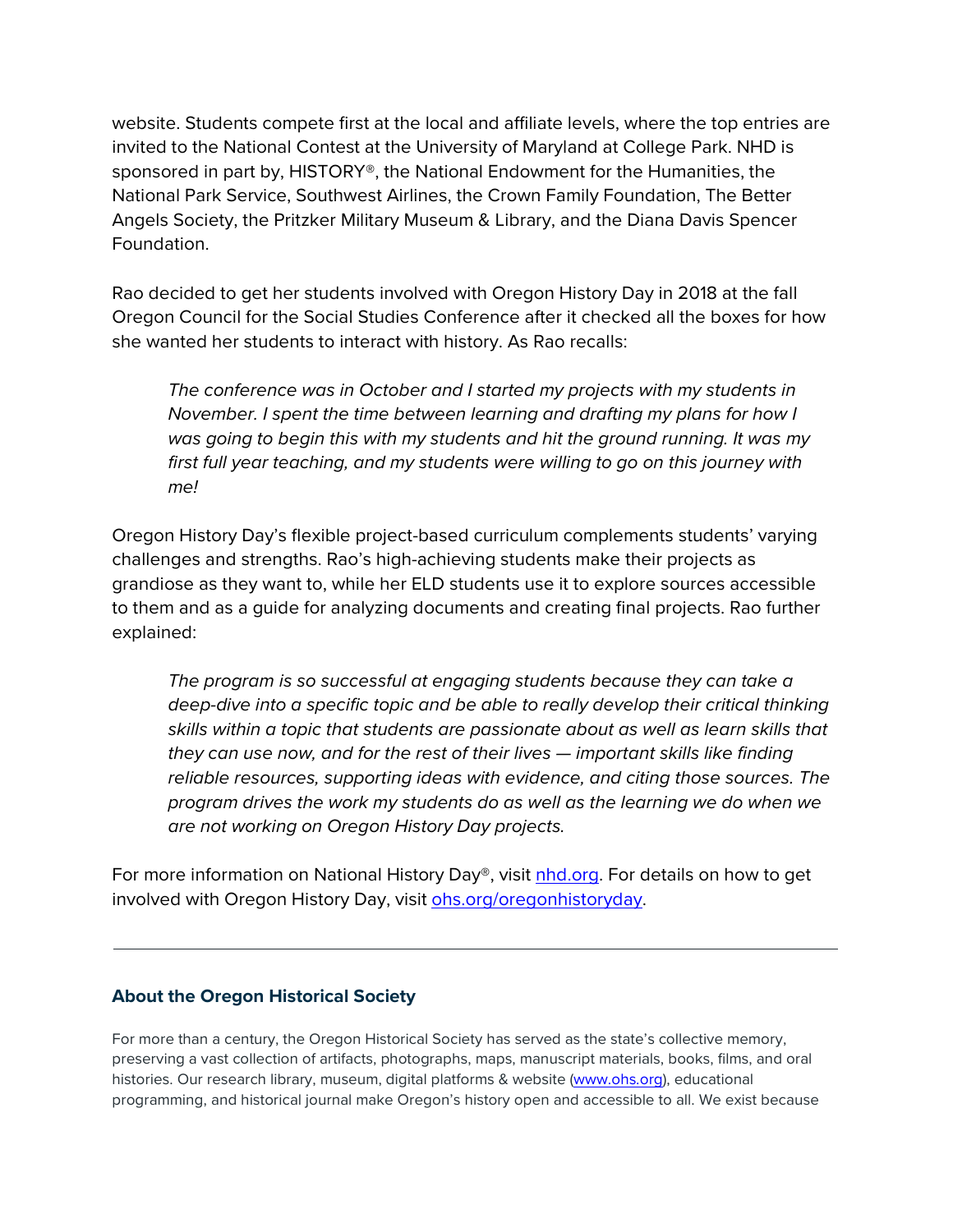website. Students compete first at the local and affiliate levels, where the top entries are invited to the National Contest at the University of Maryland at College Park. NHD is sponsored in part by, HISTORY®, the National Endowment for the Humanities, the National Park Service, Southwest Airlines, the Crown Family Foundation, The Better Angels Society, the Pritzker Military Museum & Library, and the Diana Davis Spencer Foundation.

Rao decided to get her students involved with Oregon History Day in 2018 at the fall Oregon Council for the Social Studies Conference after it checked all the boxes for how she wanted her students to interact with history. As Rao recalls:

> *The conference was in October and I started my projects with my students in November. I spent the time between learning and drafting my plans for how I was going to begin this with my students and hit the ground running. It was my first full year teaching, and my students were willing to go on this journey with me!*

Oregon History Day's flexible project-based curriculum complements students' varying challenges and strengths. Rao's high-achieving students make their projects as grandiose as they want to, while her ELD students use it to explore sources accessible to them and as a guide for analyzing documents and creating final projects. Rao further explained:

> *The program is so successful at engaging students because they can take a deep-dive into a specific topic and be able to really develop their critical thinking skills within a topic that students are passionate about as well as learn skills that they can use now, and for the rest of their lives — important skills like finding reliable resources, supporting ideas with evidence, and citing those sources. The program drives the work my students do as well as the learning we do when we are not working on Oregon History Day projects.*

For more information on National History Day®, visit [nhd.org](nhd.org). For details on how to get involved with Oregon History Day, visit [ohs.org/oregonhistoryday](ohs.org/oregonhistoryday).

---

### About the Oregon Historical Society

For more than a century, the Oregon Historical Society has served as the state's collective memory, preserving a vast collection of artifacts, photographs, maps, manuscript materials, books, films, and oral histories. Our research library, museum, digital platforms & website ([www.ohs.org](www.ohs.org)), educational programming, and historical journal make Oregon's history open and accessible to all. We exist because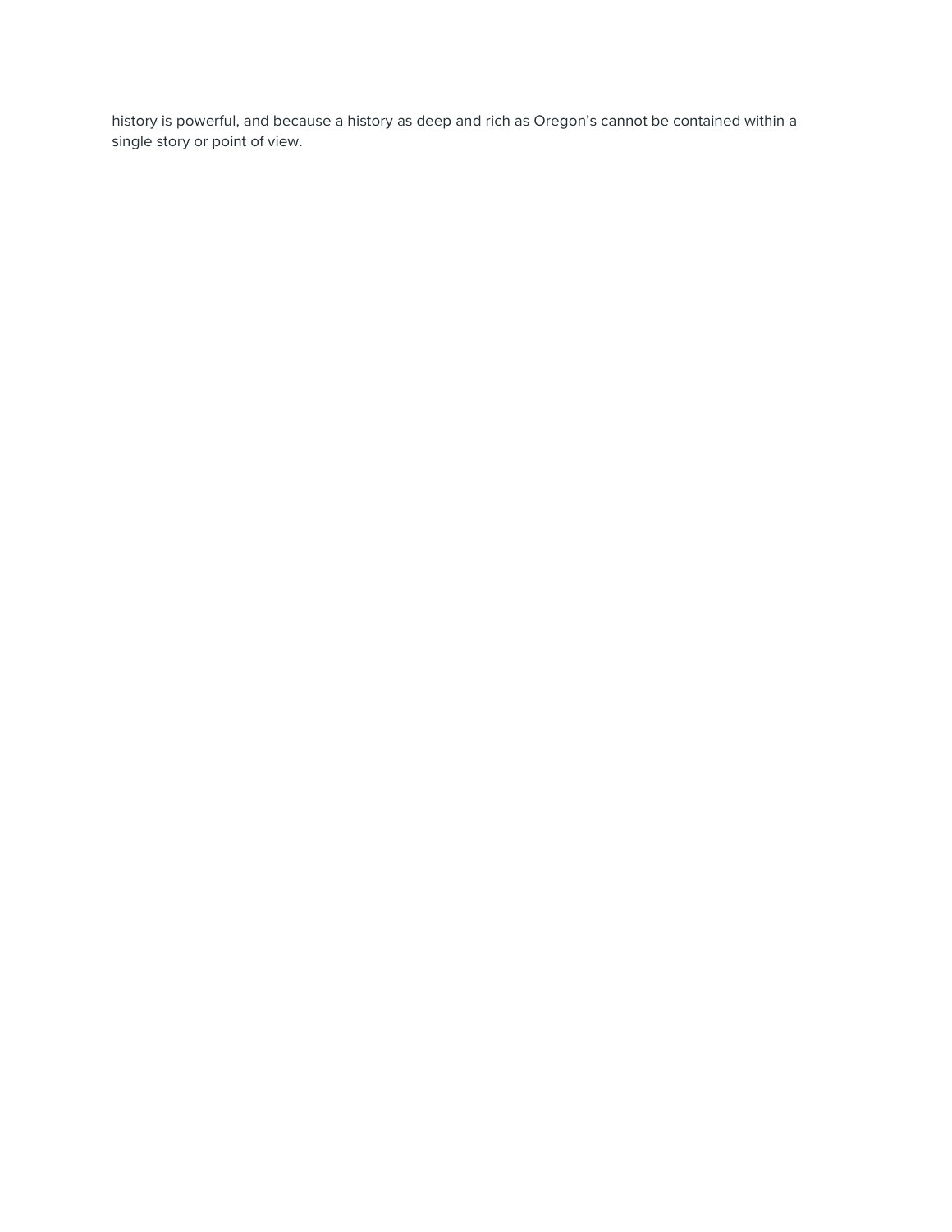history is powerful, and because a history as deep and rich as Oregon’s cannot be contained within a single story or point of view.